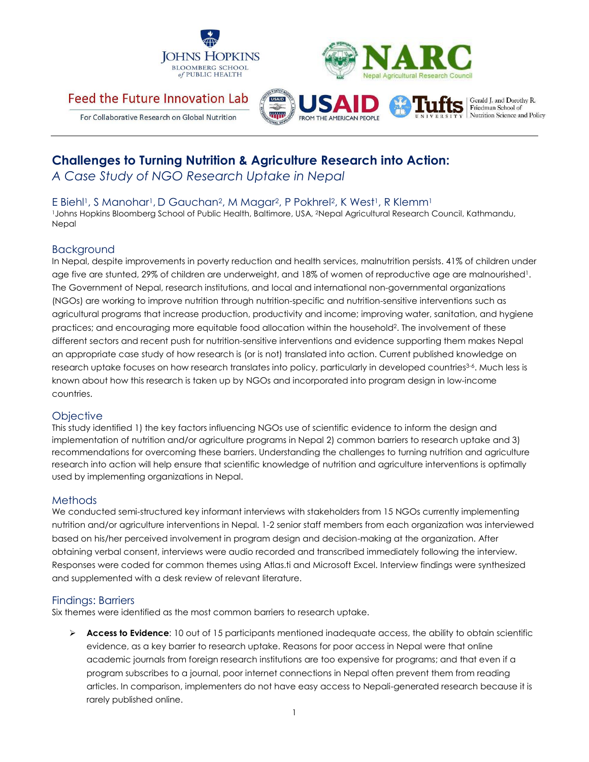# Challenges to Turning Nutrition & Agriculture Research into Action:

*A Case Study of NGO Research Uptake in Nepal*

E Biehl[1], S Manohar[1], D Gauchan[2], M Magar[2], P Pokhrel[2], K West[1], R Klemm[1]

[1]Johns Hopkins Bloomberg School of Public Health, Baltimore, USA, [2]Nepal Agricultural Research Council, Kathmandu, Nepal

## Background

In Nepal, despite improvements in poverty reduction and health services, malnutrition persists. 41% of children under age five are stunted, 29% of children are underweight, and 18% of women of reproductive age are malnourished[1]. The Government of Nepal, research institutions, and local and international non-governmental organizations (NGOs) are working to improve nutrition through nutrition-specific and nutrition-sensitive interventions such as agricultural programs that increase production, productivity and income; improving water, sanitation, and hygiene practices; and encouraging more equitable food allocation within the household[2]. The involvement of these different sectors and recent push for nutrition-sensitive interventions and evidence supporting them makes Nepal an appropriate case study of how research is (or is not) translated into action. Current published knowledge on research uptake focuses on how research translates into policy, particularly in developed countries[3-6]. Much less is known about how this research is taken up by NGOs and incorporated into program design in low-income countries.

## Objective

This study identified 1) the key factors influencing NGOs use of scientific evidence to inform the design and implementation of nutrition and/or agriculture programs in Nepal 2) common barriers to research uptake and 3) recommendations for overcoming these barriers. Understanding the challenges to turning nutrition and agriculture research into action will help ensure that scientific knowledge of nutrition and agriculture interventions is optimally used by implementing organizations in Nepal.

## Methods

We conducted semi-structured key informant interviews with stakeholders from 15 NGOs currently implementing nutrition and/or agriculture interventions in Nepal. 1-2 senior staff members from each organization was interviewed based on his/her perceived involvement in program design and decision-making at the organization. After obtaining verbal consent, interviews were audio recorded and transcribed immediately following the interview. Responses were coded for common themes using Atlas.ti and Microsoft Excel. Interview findings were synthesized and supplemented with a desk review of relevant literature.

## Findings: Barriers

Six themes were identified as the most common barriers to research uptake.

- **Access to Evidence**: 10 out of 15 participants mentioned inadequate access, the ability to obtain scientific evidence, as a key barrier to research uptake. Reasons for poor access in Nepal were that online academic journals from foreign research institutions are too expensive for programs; and that even if a program subscribes to a journal, poor internet connections in Nepal often prevent them from reading articles. In comparison, implementers do not have easy access to Nepali-generated research because it is rarely published online.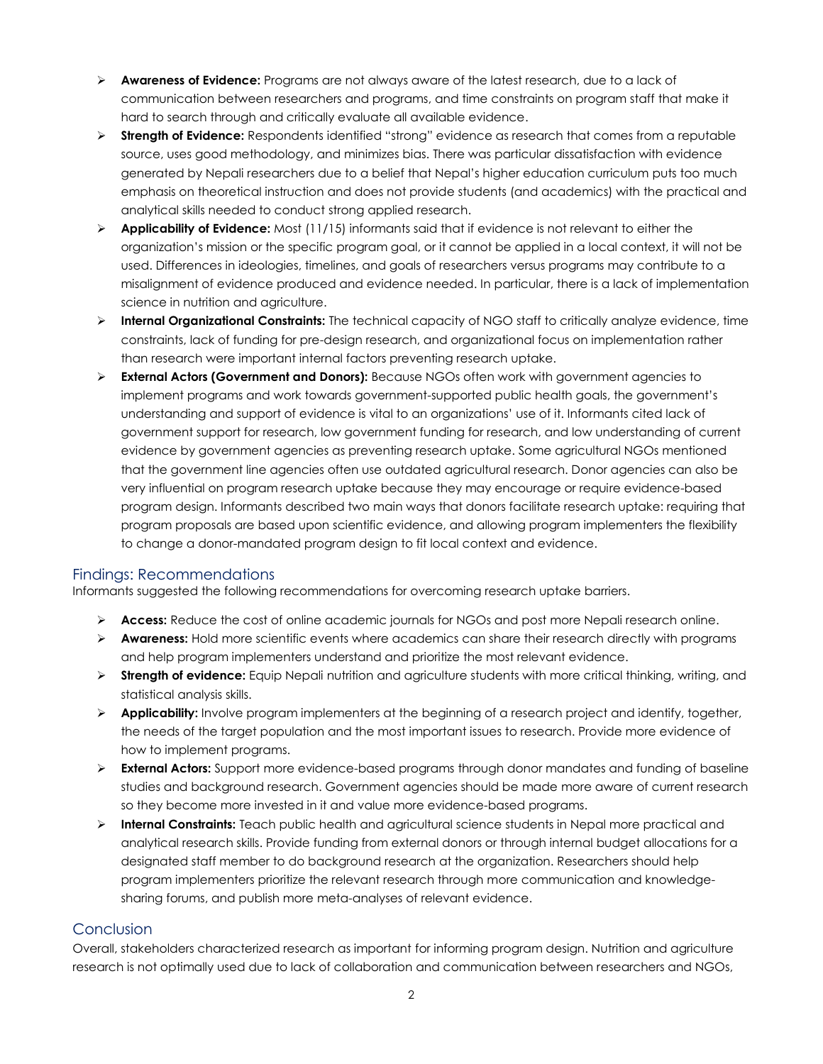- **Awareness of Evidence:** Programs are not always aware of the latest research, due to a lack of communication between researchers and programs, and time constraints on program staff that make it hard to search through and critically evaluate all available evidence.
- **Strength of Evidence:** Respondents identified "strong" evidence as research that comes from a reputable source, uses good methodology, and minimizes bias. There was particular dissatisfaction with evidence generated by Nepali researchers due to a belief that Nepal's higher education curriculum puts too much emphasis on theoretical instruction and does not provide students (and academics) with the practical and analytical skills needed to conduct strong applied research.
- **Applicability of Evidence:** Most (11/15) informants said that if evidence is not relevant to either the organization's mission or the specific program goal, or it cannot be applied in a local context, it will not be used. Differences in ideologies, timelines, and goals of researchers versus programs may contribute to a misalignment of evidence produced and evidence needed. In particular, there is a lack of implementation science in nutrition and agriculture.
- **Internal Organizational Constraints:** The technical capacity of NGO staff to critically analyze evidence, time constraints, lack of funding for pre-design research, and organizational focus on implementation rather than research were important internal factors preventing research uptake.
- **External Actors (Government and Donors):** Because NGOs often work with government agencies to implement programs and work towards government-supported public health goals, the government's understanding and support of evidence is vital to an organizations' use of it. Informants cited lack of government support for research, low government funding for research, and low understanding of current evidence by government agencies as preventing research uptake. Some agricultural NGOs mentioned that the government line agencies often use outdated agricultural research. Donor agencies can also be very influential on program research uptake because they may encourage or require evidence-based program design. Informants described two main ways that donors facilitate research uptake: requiring that program proposals are based upon scientific evidence, and allowing program implementers the flexibility to change a donor-mandated program design to fit local context and evidence.

## Findings: Recommendations

Informants suggested the following recommendations for overcoming research uptake barriers.

- **Access:** Reduce the cost of online academic journals for NGOs and post more Nepali research online.
- **Awareness:** Hold more scientific events where academics can share their research directly with programs and help program implementers understand and prioritize the most relevant evidence.
- **Strength of evidence:** Equip Nepali nutrition and agriculture students with more critical thinking, writing, and statistical analysis skills.
- **Applicability:** Involve program implementers at the beginning of a research project and identify, together, the needs of the target population and the most important issues to research. Provide more evidence of how to implement programs.
- **External Actors:** Support more evidence-based programs through donor mandates and funding of baseline studies and background research. Government agencies should be made more aware of current research so they become more invested in it and value more evidence-based programs.
- **Internal Constraints:** Teach public health and agricultural science students in Nepal more practical and analytical research skills. Provide funding from external donors or through internal budget allocations for a designated staff member to do background research at the organization. Researchers should help program implementers prioritize the relevant research through more communication and knowledge-sharing forums, and publish more meta-analyses of relevant evidence.

## Conclusion

Overall, stakeholders characterized research as important for informing program design. Nutrition and agriculture research is not optimally used due to lack of collaboration and communication between researchers and NGOs,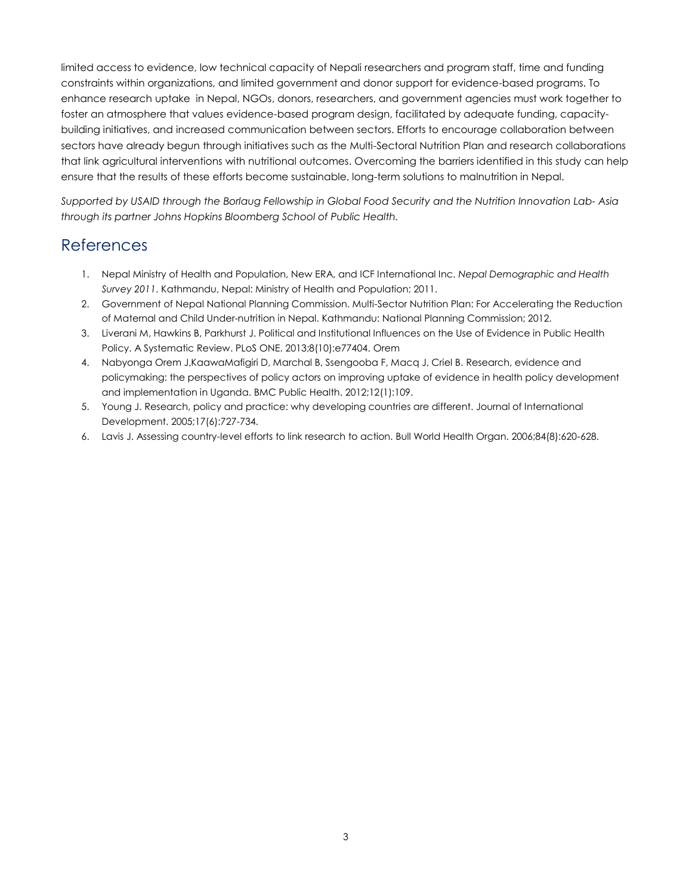limited access to evidence, low technical capacity of Nepali researchers and program staff, time and funding constraints within organizations, and limited government and donor support for evidence-based programs. To enhance research uptake in Nepal, NGOs, donors, researchers, and government agencies must work together to foster an atmosphere that values evidence-based program design, facilitated by adequate funding, capacity-building initiatives, and increased communication between sectors. Efforts to encourage collaboration between sectors have already begun through initiatives such as the Multi-Sectoral Nutrition Plan and research collaborations that link agricultural interventions with nutritional outcomes. Overcoming the barriers identified in this study can help ensure that the results of these efforts become sustainable, long-term solutions to malnutrition in Nepal.

*Supported by USAID through the Borlaug Fellowship in Global Food Security and the Nutrition Innovation Lab- Asia through its partner Johns Hopkins Bloomberg School of Public Health.*

## References

1. Nepal Ministry of Health and Population, New ERA, and ICF International Inc. *Nepal Demographic and Health Survey 2011*. Kathmandu, Nepal: Ministry of Health and Population; 2011.
2. Government of Nepal National Planning Commission. Multi-Sector Nutrition Plan: For Accelerating the Reduction of Maternal and Child Under-nutrition in Nepal. Kathmandu: National Planning Commission; 2012.
3. Liverani M, Hawkins B, Parkhurst J. Political and Institutional Influences on the Use of Evidence in Public Health Policy. A Systematic Review. PLoS ONE. 2013;8(10):e77404. Orem
4. Nabyonga Orem J,KaawaMafigiri D, Marchal B, Ssengooba F, Macq J, Criel B. Research, evidence and policymaking: the perspectives of policy actors on improving uptake of evidence in health policy development and implementation in Uganda. BMC Public Health. 2012;12(1):109.
5. Young J. Research, policy and practice: why developing countries are different. Journal of International Development. 2005;17(6):727-734.
6. Lavis J. Assessing country-level efforts to link research to action. Bull World Health Organ. 2006;84(8):620-628.